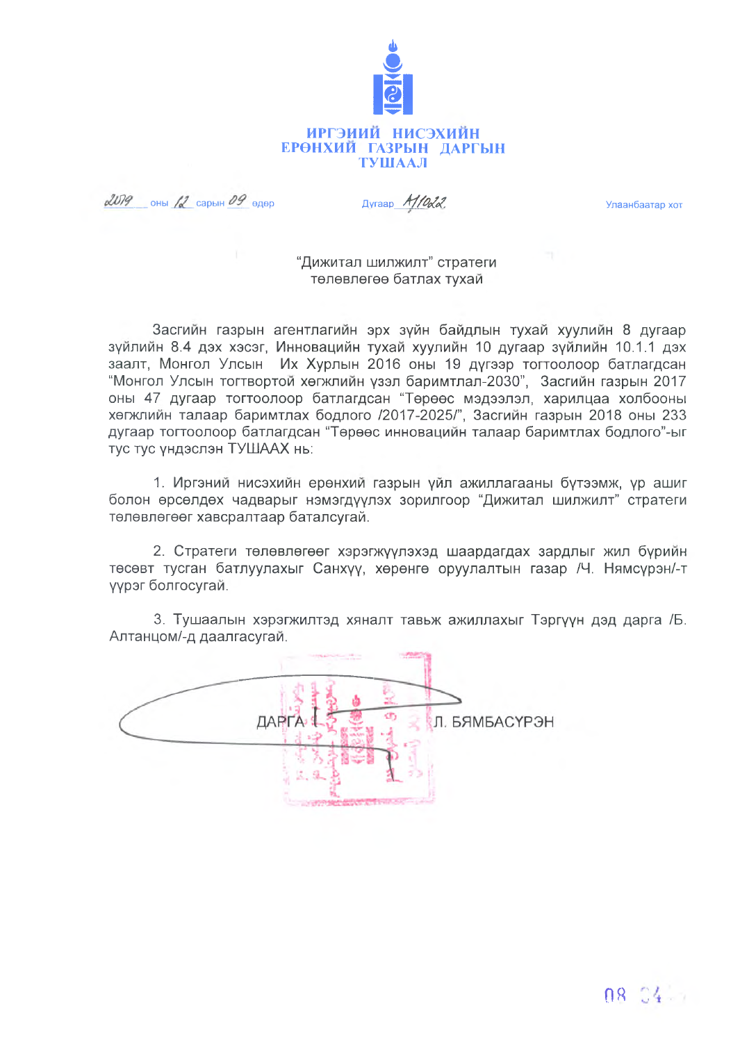# ИРГЭНИЙ НИСЭХИЙН ЕРӨНХИЙ ГАЗРЫН ДАРГЫН ТУШААЛ

2019 оны 12 сарын 09 өдөр | Дугаар А/1022 | Улаанбаатар хот

"Дижитал шилжилт" стратеги төлөвлөгөө батлах тухай

Засгийн газрын агентлагийн эрх зүйн байдлын тухай хуулийн 8 дугаар зүйлийн 8.4 дэх хэсэг, Инновацийн тухай хуулийн 10 дугаар зүйлийн 10.1.1 дэх заалт, Монгол Улсын Их Хурлын 2016 оны 19 дүгээр тогтоолоор батлагдсан "Монгол Улсын тогтвортой хөгжлийн үзэл баримтлал-2030", Засгийн газрын 2017 оны 47 дугаар тогтоолоор батлагдсан "Төрөөс мэдээлэл, харилцаа холбооны хөгжлийн талаар баримтлах бодлого /2017-2025/", Засгийн газрын 2018 оны 233 дугаар тогтоолоор батлагдсан "Төрөөс инновацийн талаар баримтлах бодлого"-ыг тус тус үндэслэн ТУШААХ нь:

1. Иргэний нисэхийн ерөнхий газрын үйл ажиллагааны бүтээмж, үр ашиг болон өрсөлдөх чадварыг нэмэгдүүлэх зорилгоор "Дижитал шилжилт" стратеги төлөвлөгөөг хавсралтаар батлсугай.

2. Стратеги төлөвлөгөөг хэрэгжүүлэхэд шаардагдах зардлыг жил бүрийн төсөвт тусган батлуулахыг Санхүү, хөрөнгө оруулалтын газар /Ч. Нямсүрэн/-т үүрэг болгосугай.

3. Тушаалын хэрэгжилтэд хяналт тавьж ажиллахыг Тэргүүн дэд дарга /Б. Алтанцом/-д даалгасугай.

ДАРГА Л. БЯМБАСҮРЭН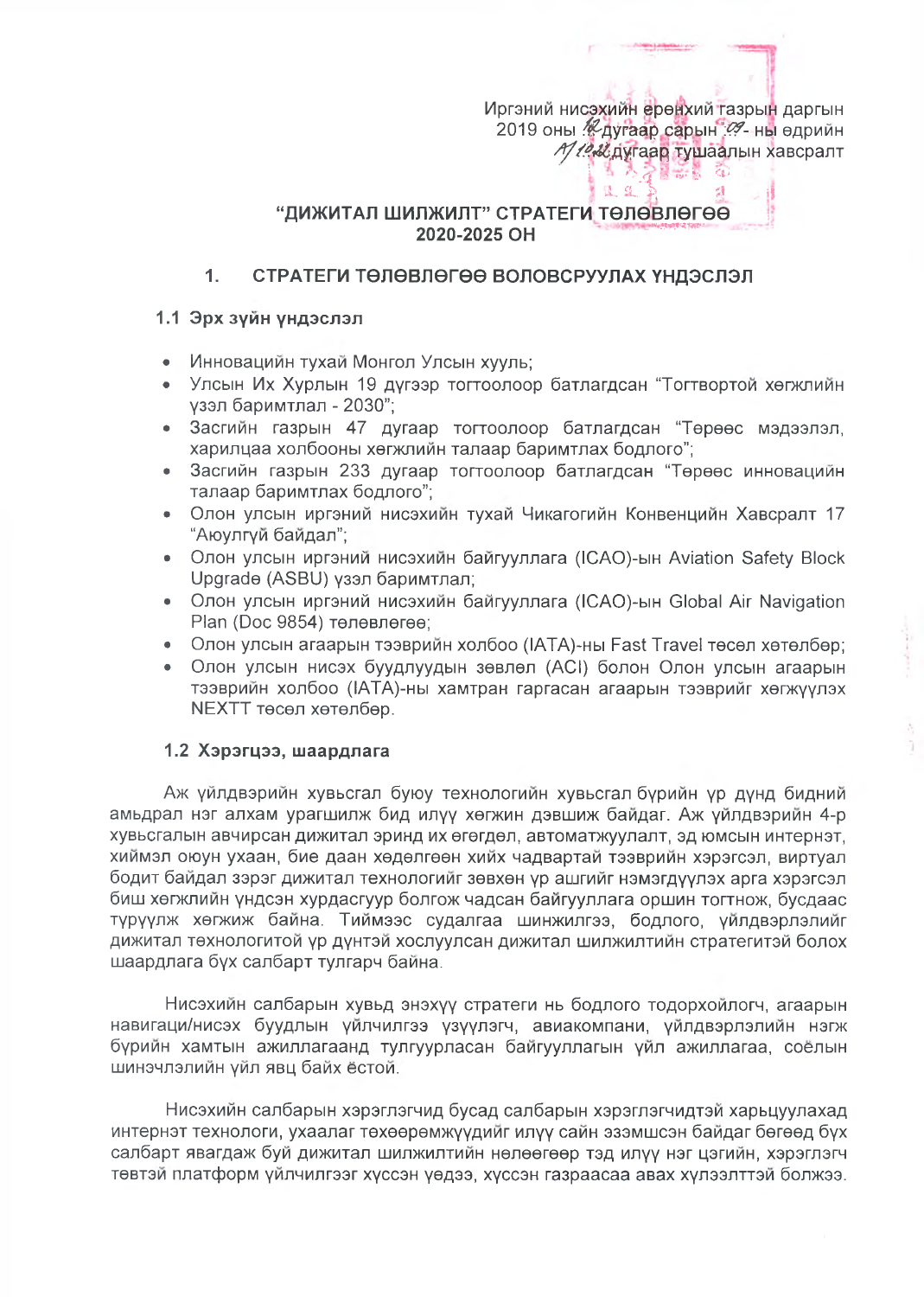Иргэний нисэхийн ерөнхий газрын даргын
2019 оны 12 дугаар сарын 09- ны өдрийн
А/1022 дугаар тушаалын хавсралт

# "ДИЖИТАЛ ШИЛЖИЛТ" СТРАТЕГИ ТӨЛӨВЛӨГӨӨ 2020-2025 ОН

## 1. СТРАТЕГИ ТӨЛӨВЛӨГӨӨ ВОЛОВСРУУЛАХ ҮНДЭСЛЭЛ

### 1.1 Эрх зүйн үндэслэл

- Инновацийн тухай Монгол Улсын хууль;
- Улсын Их Хурлын 19 дүгээр тогтоолоор батлагдсан "Тогтвортой хөгжлийн үзэл баримтлал - 2030";
- Засгийн газрын 47 дугаар тогтоолоор батлагдсан "Төрөөс мэдээлэл, харилцаа холбооны хөгжлийн талаар баримтлах бодлого";
- Засгийн газрын 233 дугаар тогтоолоор батлагдсан "Төрөөс инновацийн талаар баримтлах бодлого";
- Олон улсын иргэний нисэхийн тухай Чикагогийн Конвенцийн Хавсралт 17 "Аюулгүй байдал";
- Олон улсын иргэний нисэхийн байгууллага (ICAO)-ын Aviation Safety Block Upgrade (ASBU) үзэл баримтлал;
- Олон улсын иргэний нисэхийн байгууллага (ICAO)-ын Global Air Navigation Plan (Doc 9854) төлөвлөгөө;
- Олон улсын агаарын тээврийн холбоо (IATA)-ны Fast Travel төсөл хөтөлбөр;
- Олон улсын нисэх буудлуудын зөвлөл (ACI) болон Олон улсын агаарын тээврийн холбоо (IATA)-ны хамтран гаргасан агаарын тээврийг хөгжүүлэх NEXTT төсөл хөтөлбөр.

### 1.2 Хэрэгцээ, шаардлага

Аж үйлдвэрийн хувьсгал буюу технологийн хувьсгал бүрийн үр дүнд бидний амьдрал нэг алхам урагшилж бид илүү хөгжин дэвшиж байдаг. Аж үйлдвэрийн 4-р хувьсгалын авчирсан дижитал эринд их өгөгдөл, автоматжуулалт, эд юмсын интернэт, хиймэл оюун ухаан, бие даан хөдөлгөөн хийх чадвартай тээврийн хэрэгсэл, виртуал бодит байдал зэрэг дижитал технологийг зөвхөн үр ашгийг нэмэгдүүлэх арга хэрэгсэл биш хөгжлийн үндсэн хурдасгуур болгож чадсан байгууллага оршин тогтнож, бусдаас түрүүлж хөгжиж байна. Тиймээс судалгаа шинжилгээ, бодлого, үйлдвэрлэлийг дижитал технологитой үр дүнтэй хослуулсан дижитал шилжилтийн стратегитэй болох шаардлага бүх салбарт тулгарч байна.

Нисэхийн салбарын хувьд энэхүү стратеги нь бодлого тодорхойлогч, агаарын навигаци/нисэх буудлын үйлчилгээ үзүүлэгч, авиакомпани, үйлдвэрлэлийн нэгж бүрийн хамтын ажиллагаанд тулгуурласан байгууллагын үйл ажиллагаа, соёлын шинэчлэлийн үйл явц байх ёстой.

Нисэхийн салбарын хэрэглэгчид бусад салбарын хэрэглэгчидтэй харьцуулахад интернэт технологи, ухаалаг төхөөрөмжүүдийг илүү сайн эзэмшсэн байдаг бөгөөд бүх салбарт явагдаж буй дижитал шилжилтийн нөлөөгөөр тэд илүү нэг цэгийн, хэрэглэгч төвтэй платформ үйлчилгээг хүссэн үедээ, хүссэн газраасаа авах хүлээлттэй болжээ.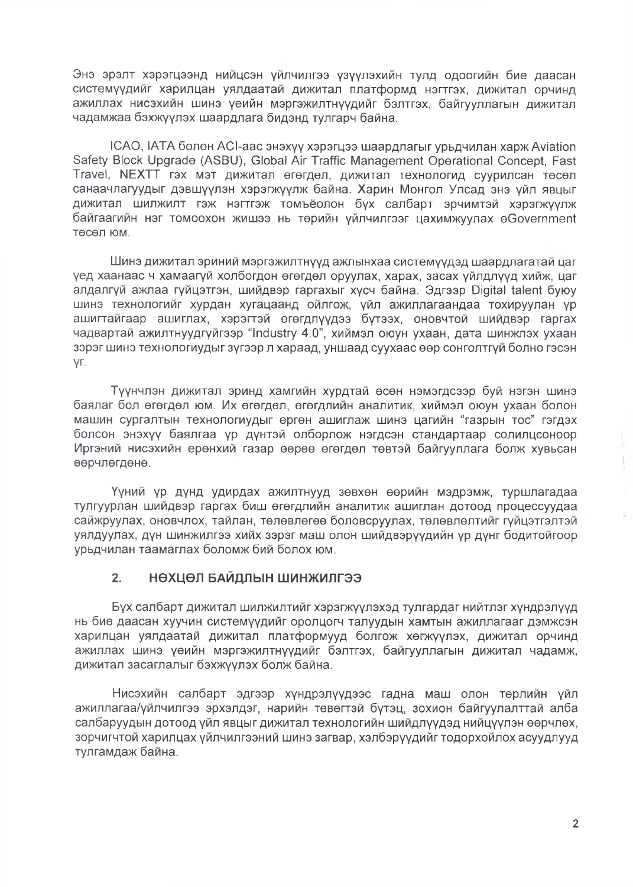Энэ эрэлт хэрэгцээнд нийцсэн үйлчилгээ үзүүлэхийн тулд одоогийн бие даасан системүүдийг харилцан уялдаатай дижитал платформд нэгтгэх, дижитал орчинд ажиллах нисэхийн шинэ үеийн мэргэжилтнүүдийг бэлтгэх, байгууллагын дижитал чадамжаа бэхжүүлэх шаардлага бидэнд тулгарч байна.

ICAO, IATA болон ACI-аас энэхүү хэрэгцээ шаардлагыг урьдчилан харж Aviation Safety Block Upgrade (ASBU), Global Air Traffic Management Operational Concept, Fast Travel, NEXTT гэх мэт дижитал өгөгдөл, дижитал технологид суурилсан төсөл санаачлагуудыг дэвшүүлэн хэрэгжүүлж байна. Харин Монгол Улсад энэ үйл явцыг дижитал шилжилт гэж нэгтгэж томъёолон бүх салбарт эрчимтэй хэрэгжүүлж байгаагийн нэг томоохон жишээ нь төрийн үйлчилгээг цахимжуулах eGovernment төсөл юм.

Шинэ дижитал эриний мэргэжилтнүүд ажлынхаа системүүдэд шаардлагатай цаг үед хаанаас ч хамаагүй холбогдон өгөгдөл оруулах, харах, засах үйлдлүүд хийж, цаг алдалгүй ажлаа гүйцэтгэн, шийдвэр гаргахыг хүсч байна. Эдгээр Digital talent буюу шинэ технологийг хурдан хугацаанд ойлгож, үйл ажиллагаандаа тохируулан үр ашигтайгаар ашиглах, хэрэгтэй өгөгдлүүдээ бүтээх, оновчтой шийдвэр гаргах чадвартай ажилтнуудгүйгээр "Industry 4.0", хиймэл оюун ухаан, дата шинжлэх ухаан зэрэг шинэ технологиудыг зүгээр л хараад, уншаад суухаас өөр сонголтгүй болно гэсэн үг.

Түүнчлэн дижитал эринд хамгийн хурдтай өсөн нэмэгдсээр буй нэгэн шинэ баялаг бол өгөгдөл юм. Их өгөгдөл, өгөгдлийн аналитик, хиймэл оюун ухаан болон машин сургалтын технологиудыг өргөн ашиглаж шинэ цагийн "газрын тос" гэгдэх болсон энэхүү баялгаа үр дүнтэй олборлож нэгдсэн стандартаар солилцсоноор Иргэний нисэхийн ерөнхий газар өөрөө өгөгдөл төвтэй байгууллага болж хувьсан өөрчлөгдөнө.

Үүний үр дүнд удирдах ажилтнууд зөвхөн өөрийн мэдрэмж, туршлагадаа тулгуурлан шийдвэр гаргах биш өгөгдлийн аналитик ашиглан дотоод процессуудаа сайжруулах, оновчлох, тайлан, төлөвлөгөө боловсруулах, төлөвлөлтийг гүйцэтгэлтэй уялдуулах, дүн шинжилгээ хийх зэрэг маш олон шийдвэрүүдийн үр дүнг бодитойгоор урьдчилан таамаглах боломж бий болох юм.

## 2. НӨХЦӨЛ БАЙДЛЫН ШИНЖИЛГЭЭ

Бүх салбарт дижитал шилжилтийг хэрэгжүүлэхэд тулгардаг нийтлэг хүндрэлүүд нь бие даасан хуучин системүүдийг оролцогч талуудын хамтын ажиллагааг дэмжсэн харилцан уялдаатай дижитал платформууд болгож хөгжүүлэх, дижитал орчинд ажиллах шинэ үеийн мэргэжилтнүүдийг бэлтгэх, байгууллагын дижитал чадамж, дижитал засаглалыг бэхжүүлэх болж байна.

Нисэхийн салбарт эдгээр хүндрэлүүдээс гадна маш олон төрлийн үйл ажиллагаа/үйлчилгээ эрхэлдэг, нарийн төвөгтэй бүтэц, зохион байгуулалттай алба салбаруудын дотоод үйл явцыг дижитал технологийн шийдлүүдэд нийцүүлэн өөрчлөх, зорчигчтой харилцах үйлчилгээний шинэ загвар, хэлбэрүүдийг тодорхойлох асуудлууд тулгамдаж байна.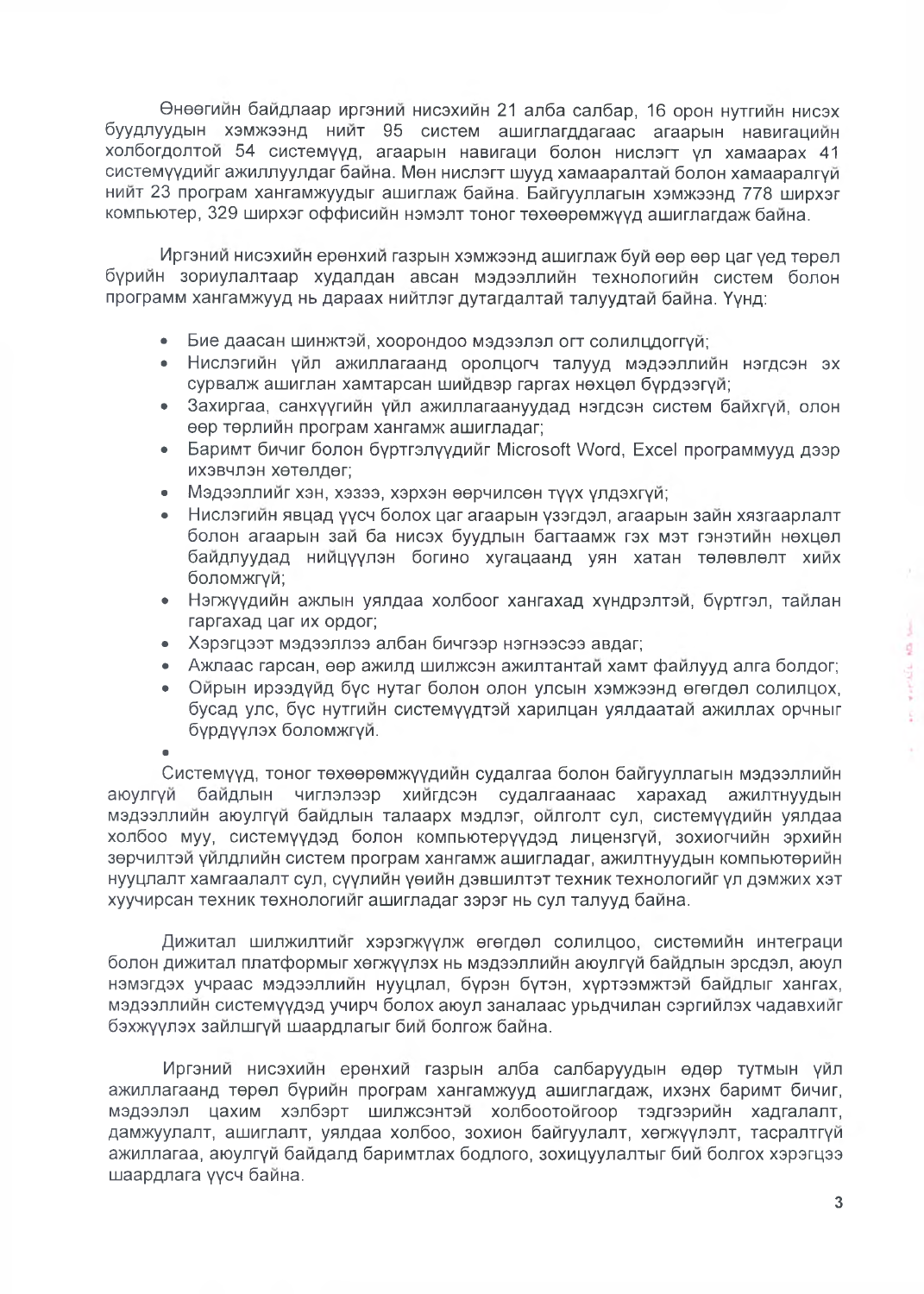Өнөөгийн байдлаар иргэний нисэхийн 21 алба салбар, 16 орон нутгийн нисэх буудлуудын хэмжээнд нийт 95 систем ашиглагддагаас агаарын навигацийн холбогдолтой 54 системүүд, агаарын навигаци болон нислэгт үл хамаарах 41 системүүдийг ажиллуулдаг байна. Мөн нислэгт шууд хамааралтай болон хамааралгүй нийт 23 програм хангамжуудыг ашиглаж байна. Байгууллагын хэмжээнд 778 ширхэг компьютер, 329 ширхэг оффисийн нэмэлт тоног төхөөрөмжүүд ашиглагдаж байна.

Иргэний нисэхийн ерөнхий газрын хэмжээнд ашиглаж буй өөр өөр цаг үед төрөл бүрийн зориулалтаар худалдан авсан мэдээллийн технологийн систем болон программ хангамжууд нь дараах нийтлэг дутагдалтай талуудтай байна. Үүнд:

- Бие даасан шинжтэй, хоорондоо мэдээлэл огт солилцдоггүй;
- Нислэгийн үйл ажиллагаанд оролцогч талууд мэдээллийн нэгдсэн эх сурвалж ашиглан хамтарсан шийдвэр гаргах нөхцөл бүрдээгүй;
- Захиргаа, санхүүгийн үйл ажиллагаануудад нэгдсэн систем байхгүй, олон өөр төрлийн програм хангамж ашигладаг;
- Баримт бичиг болон бүртгэлүүдийг Microsoft Word, Excel программууд дээр ихэвчлэн хөтөлдөг;
- Мэдээллийг хэн, хэзээ, хэрхэн өөрчилсөн түүх үлдэхгүй;
- Нислэгийн явцад үүсч болох цаг агаарын үзэгдэл, агаарын зайн хязгаарлалт болон агаарын зай ба нисэх буудлын багтаамж гэх мэт гэнэтийн нөхцөл байдлуудад нийцүүлэн богино хугацаанд уян хатан төлөвлөлт хийх боломжгүй;
- Нэгжүүдийн ажлын уялдаа холбоог хангахад хүндрэлтэй, бүртгэл, тайлан гаргахад цаг их ордог;
- Хэрэгцээт мэдээллээ албан бичгээр нэгнээсээ авдаг;
- Ажлаас гарсан, өөр ажилд шилжсэн ажилтантай хамт файлууд алга болдог;
- Ойрын ирээдүйд бүс нутаг болон олон улсын хэмжээнд өгөгдөл солилцох, бусад улс, бүс нутгийн системүүдтэй харилцан уялдаатай ажиллах орчныг бүрдүүлэх боломжгүй.

Системүүд, тоног төхөөрөмжүүдийн судалгаа болон байгууллагын мэдээллийн аюулгүй байдлын чиглэлээр хийгдсэн судалгаанаас харахад ажилтнуудын мэдээллийн аюулгүй байдлын талаарх мэдлэг, ойлголт сул, системүүдийн уялдаа холбоо муу, системүүдэд болон компьютерүүдэд лицензгүй, зохиогчийн эрхийн зөрчилтэй үйлдлийн систем програм хангамж ашигладаг, ажилтнуудын компьютерийн нууцлалт хамгаалалт сул, сүүлийн үеийн дэвшилтэт техник технологийг үл дэмжих хэт хуучирсан техник технологийг ашигладаг зэрэг нь сул талууд байна.

Дижитал шилжилтийг хэрэгжүүлж өгөгдөл солилцоо, системийн интеграци болон дижитал платформыг хөгжүүлэх нь мэдээллийн аюулгүй байдлын эрсдэл, аюул нэмэгдэх учраас мэдээллийн нууцлал, бүрэн бүтэн, хүртээмжтэй байдлыг хангах, мэдээллийн системүүдэд учирч болох аюул заналаас урьдчилан сэргийлэх чадавхийг бэхжүүлэх зайлшгүй шаардлагыг бий болгож байна.

Иргэний нисэхийн ерөнхий газрын алба салбаруудын өдөр тутмын үйл ажиллагаанд төрөл бүрийн програм хангамжууд ашиглагдаж, ихэнх баримт бичиг, мэдээлэл цахим хэлбэрт шилжсэнтэй холбоотойгоор тэдгээрийн хадгалалт, дамжуулалт, ашиглалт, уялдаа холбоо, зохион байгуулалт, хөгжүүлэлт, тасралтгүй ажиллагаа, аюулгүй байдалд баримтлах бодлого, зохицуулалтыг бий болгох хэрэгцээ шаардлага үүсч байна.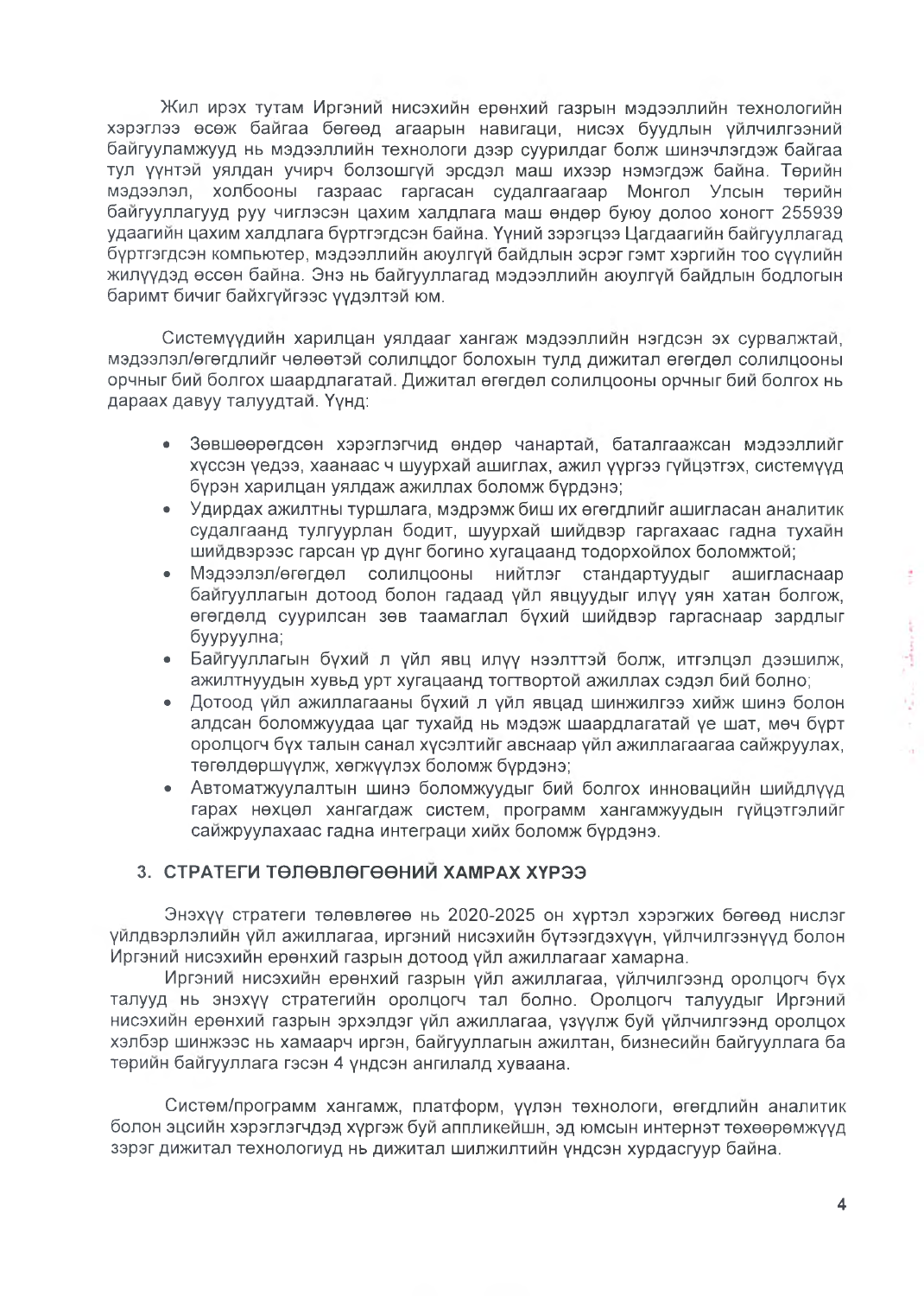Жил ирэх тутам Иргэний нисэхийн ерөнхий газрын мэдээллийн технологийн хэрэглээ өсөж байгаа бөгөөд агаарын навигаци, нисэх буудлын үйлчилгээний байгууламжууд нь мэдээллийн технологи дээр суурилдаг болж шинэчлэгдэж байгаа тул үүнтэй уялдан учирч болзошгүй эрсдэл маш ихээр нэмэгдэж байна. Төрийн мэдээлэл, холбооны газраас гаргасан судалгаагаар Монгол Улсын төрийн байгууллагууд руу чиглэсэн цахим халдлага маш өндөр буюу долоо хоногт 255939 удаагийн цахим халдлага бүртгэгдсэн байна. Үүний зэрэгцээ Цагдаагийн байгууллагад бүртгэгдсэн компьютер, мэдээллийн аюулгүй байдлын эсрэг гэмт хэргийн тоо сүүлийн жилүүдэд өссөн байна. Энэ нь байгууллагад мэдээллийн аюулгүй байдлын бодлогын баримт бичиг байхгүйгээс үүдэлтэй юм.

Системүүдийн харилцан уялдааг хангаж мэдээллийн нэгдсэн эх сурвалжтай, мэдээлэл/өгөгдлийг чөлөөтэй солилцдог болохын тулд дижитал өгөгдөл солилцооны орчныг бий болгох шаардлагатай. Дижитал өгөгдөл солилцооны орчныг бий болгох нь дараах давуу талуудтай. Үүнд:

- Зөвшөөрөгдсөн хэрэглэгчид өндөр чанартай, баталгаажсан мэдээллийг хүссэн үедээ, хаанаас ч шуурхай ашиглах, ажил үүргээ гүйцэтгэх, системүүд бүрэн харилцан уялдаж ажиллах боломж бүрдэнэ;
- Удирдах ажилтны туршлага, мэдрэмж биш их өгөгдлийг ашигласан аналитик судалгаанд тулгуурлан бодит, шуурхай шийдвэр гаргахаас гадна тухайн шийдвэрээс гарсан үр дүнг богино хугацаанд тодорхойлох боломжтой;
- Мэдээлэл/өгөгдөл солилцооны нийтлэг стандартуудыг ашигласнаар байгууллагын дотоод болон гадаад үйл явцуудыг илүү уян хатан болгож, өгөгдөлд суурилсан зөв таамаглал бүхий шийдвэр гаргаснаар зардлыг бууруулна;
- Байгууллагын бүхий л үйл явц илүү нээлттэй болж, итгэлцэл дээшилж, ажилтнуудын хувьд урт хугацаанд тогтвортой ажиллах сэдэл бий болно;
- Дотоод үйл ажиллагааны бүхий л үйл явцад шинжилгээ хийж шинэ болон алдсан боломжуудаа цаг тухайд нь мэдэж шаардлагатай үе шат, мөч бүрт оролцогч бүх талын санал хүсэлтийг авснаар үйл ажиллагаагаа сайжруулах, төгөлдөршүүлж, хөгжүүлэх боломж бүрдэнэ;
- Автоматжуулалтын шинэ боломжуудыг бий болгох инновацийн шийдлүүд гарах нөхцөл хангагдаж систем, программ хангамжуудын гүйцэтгэлийг сайжруулахаас гадна интеграци хийх боломж бүрдэнэ.

## 3. СТРАТЕГИ ТӨЛӨВЛӨГӨӨНИЙ ХАМРАХ ХҮРЭЭ

Энэхүү стратеги төлөвлөгөө нь 2020-2025 он хүртэл хэрэгжих бөгөөд нислэг үйлдвэрлэлийн үйл ажиллагаа, иргэний нисэхийн бүтээгдэхүүн, үйлчилгээнүүд болон Иргэний нисэхийн ерөнхий газрын дотоод үйл ажиллагааг хамарна.

Иргэний нисэхийн ерөнхий газрын үйл ажиллагаа, үйлчилгээнд оролцогч бүх талууд нь энэхүү стратегийн оролцогч тал болно. Оролцогч талуудыг Иргэний нисэхийн ерөнхий газрын эрхэлдэг үйл ажиллагаа, үзүүлж буй үйлчилгээнд оролцох хэлбэр шинжээс нь хамаарч иргэн, байгууллагын ажилтан, бизнесийн байгууллага ба төрийн байгууллага гэсэн 4 үндсэн ангилалд хуваана.

Систем/программ хангамж, платформ, үүлэн технологи, өгөгдлийн аналитик болон эцсийн хэрэглэгчдэд хүргэж буй аппликейшн, эд юмсын интернэт төхөөрөмжүүд зэрэг дижитал технологиуд нь дижитал шилжилтийн үндсэн хурдасгуур байна.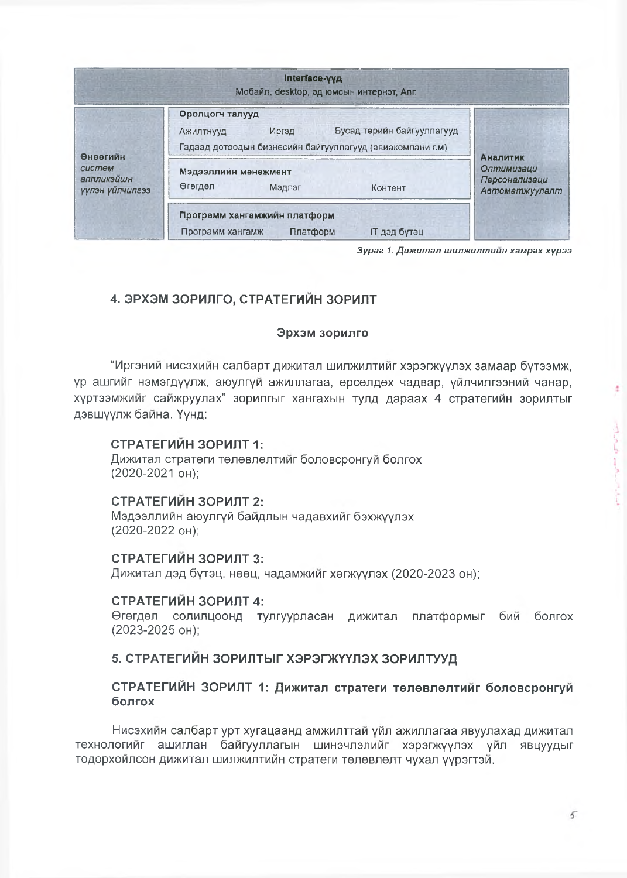| Interface-үүд Мобайл, desktop, эд юмсын интернэт, Апп | | |
|---|---|---|
| **Өнөөгийн** *систем аппликэйшн үүлэн үйлчилгээ* | **Оролцогч талууд** Ажилтнууд, Иргэд, Бусад төрийн байгууллагууд, Гадаад дотоодын бизнесийн байгууллагууд (авиакомпани г.м) | **Аналитик** *Оптимизаци Персонализаци Автоматжуулалт* |
| | **Мэдээллийн менежмент** Өгөгдөл, Мэдлэг, Контент | |
| | **Программ хангамжийн платформ** Программ хангамж, Платформ, IT дэд бүтэц | |

*Зураг 1. Дижитал шилжилтийн хамрах хүрээ*

## 4. ЭРХЭМ ЗОРИЛГО, СТРАТЕГИЙН ЗОРИЛТ

### Эрхэм зорилго

"Иргэний нисэхийн салбарт дижитал шилжилтийг хэрэгжүүлэх замаар бүтээмж, үр ашгийг нэмэгдүүлж, аюулгүй ажиллагаа, өрсөлдөх чадвар, үйлчилгээний чанар, хүртээмжийг сайжруулах" зорилгыг хангахын тулд дараах 4 стратегийн зорилтыг дэвшүүлж байна. Үүнд:

**СТРАТЕГИЙН ЗОРИЛТ 1:**
Дижитал стратеги төлөвлөлтийг боловсронгуй болгох (2020-2021 он);

**СТРАТЕГИЙН ЗОРИЛТ 2:**
Мэдээллийн аюулгүй байдлын чадавхийг бэхжүүлэх (2020-2022 он);

**СТРАТЕГИЙН ЗОРИЛТ 3:**
Дижитал дэд бүтэц, нөөц, чадамжийг хөгжүүлэх (2020-2023 он);

**СТРАТЕГИЙН ЗОРИЛТ 4:**
Өгөгдөл солилцоонд тулгуурласан дижитал платформыг бий болгох (2023-2025 он);

## 5. СТРАТЕГИЙН ЗОРИЛТЫГ ХЭРЭГЖҮҮЛЭХ ЗОРИЛТУУД

### СТРАТЕГИЙН ЗОРИЛТ 1: Дижитал стратеги төлөвлөлтийг боловсронгуй болгох

Нисэхийн салбарт урт хугацаанд амжилттай үйл ажиллагаа явуулахад дижитал технологийг ашиглан байгууллагын шинэчлэлийг хэрэгжүүлэх үйл явцуудыг тодорхойлсон дижитал шилжилтийн стратеги төлөвлөлт чухал үүрэгтэй.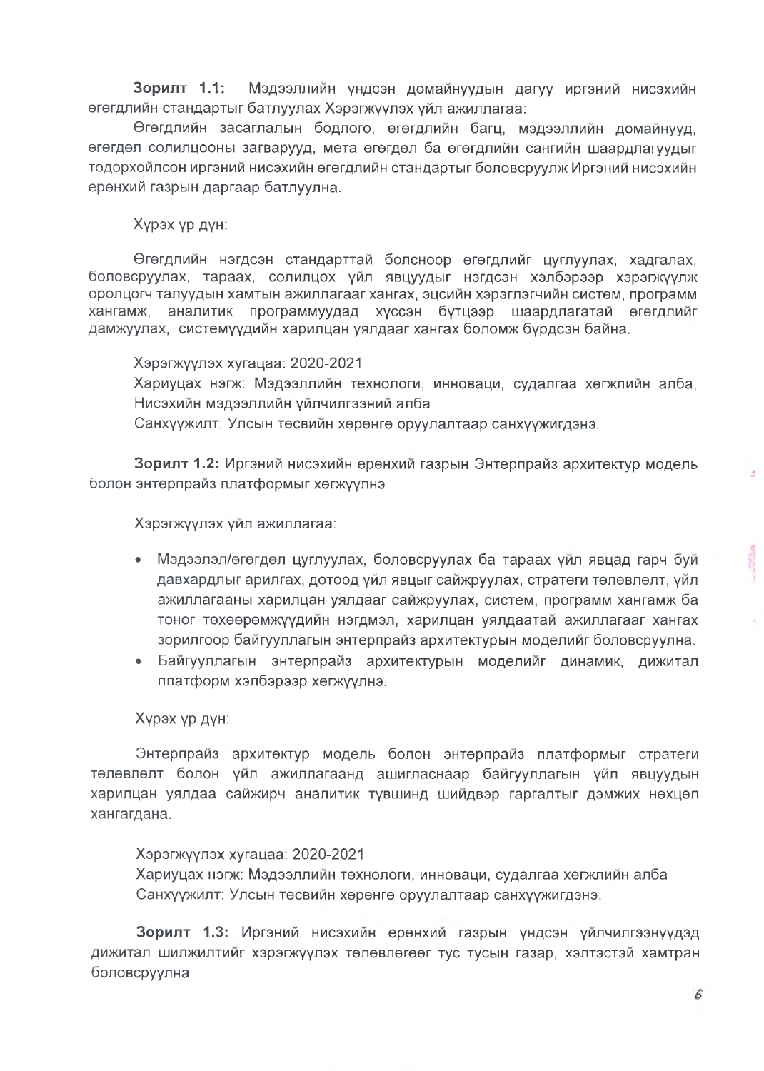**Зорилт 1.1:** Мэдээллийн үндсэн домайнуудын дагуу иргэний нисэхийн өгөгдлийн стандартыг батлуулах Хэрэгжүүлэх үйл ажиллагаа:

Өгөгдлийн засаглалын бодлого, өгөгдлийн багц, мэдээллийн домайнууд, өгөгдөл солилцооны загварууд, мета өгөгдөл ба өгөгдлийн сангийн шаардлагуудыг тодорхойлсон иргэний нисэхийн өгөгдлийн стандартыг боловсруулж Иргэний нисэхийн ерөнхий газрын даргаар батлуулна.

Хүрэх үр дүн:

Өгөгдлийн нэгдсэн стандарттай болсноор өгөгдлийг цуглуулах, хадгалах, боловсруулах, тараах, солилцох үйл явцуудыг нэгдсэн хэлбэрээр хэрэгжүүлж оролцогч талуудын хамтын ажиллагааг хангах, эцсийн хэрэглэгчийн систем, программ хангамж, аналитик программуудад хүссэн бүтцээр шаардлагатай өгөгдлийг дамжуулах, системүүдийн харилцан уялдааг хангах боломж бүрдсэн байна.

Хэрэгжүүлэх хугацаа: 2020-2021
Хариуцах нэгж: Мэдээллийн технологи, инноваци, судалгаа хөгжлийн алба, Нисэхийн мэдээллийн үйлчилгээний алба
Санхүүжилт: Улсын төсвийн хөрөнгө оруулалтаар санхүүжигдэнэ.

**Зорилт 1.2:** Иргэний нисэхийн ерөнхий газрын Энтерпрайз архитектур модель болон энтерпрайз платформыг хөгжүүлнэ

Хэрэгжүүлэх үйл ажиллагаа:

- Мэдээлэл/өгөгдөл цуглуулах, боловсруулах ба тараах үйл явцад гарч буй давхардлыг арилгах, дотоод үйл явцыг сайжруулах, стратеги төлөвлөлт, үйл ажиллагааны харилцан уялдааг сайжруулах, систем, программ хангамж ба тоног төхөөрөмжүүдийн нэгдмэл, харилцан уялдаатай ажиллагааг хангах зорилгоор байгууллагын энтерпрайз архитектурын моделийг боловсруулна.
- Байгууллагын энтерпрайз архитектурын моделийг динамик, дижитал платформ хэлбэрээр хөгжүүлнэ.

Хүрэх үр дүн:

Энтерпрайз архитектур модель болон энтерпрайз платформыг стратеги төлөвлөлт болон үйл ажиллагаанд ашигласнаар байгууллагын үйл явцуудын харилцан уялдаа сайжирч аналитик түвшинд шийдвэр гаргалтыг дэмжих нөхцөл хангагдана.

Хэрэгжүүлэх хугацаа: 2020-2021
Хариуцах нэгж: Мэдээллийн технологи, инноваци, судалгаа хөгжлийн алба
Санхүүжилт: Улсын төсвийн хөрөнгө оруулалтаар санхүүжигдэнэ.

**Зорилт 1.3:** Иргэний нисэхийн ерөнхий газрын үндсэн үйлчилгээнүүдэд дижитал шилжилтийг хэрэгжүүлэх төлөвлөгөөг тус тусын газар, хэлтэстэй хамтран боловсруулна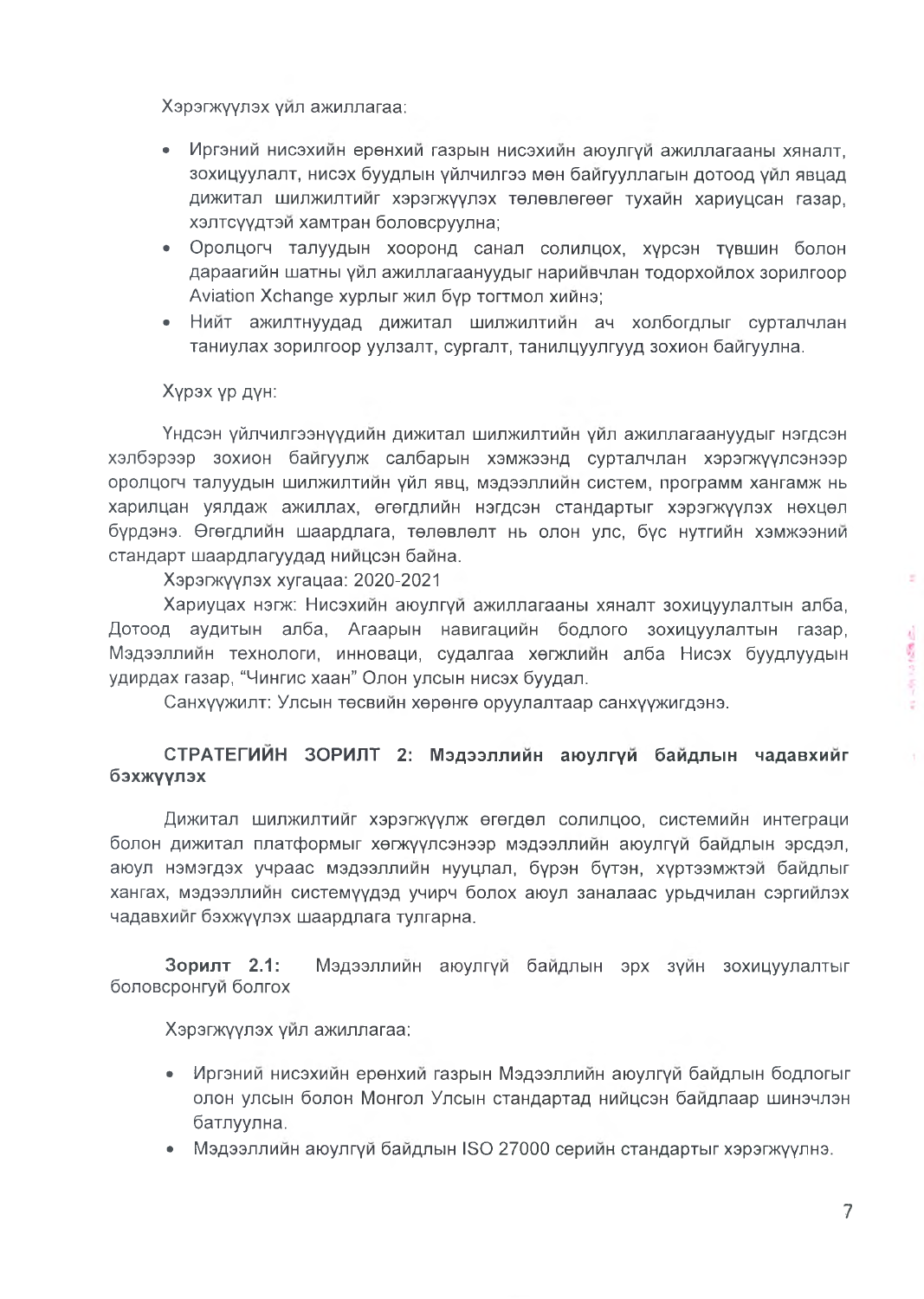Хэрэгжүүлэх үйл ажиллагаа:

- Иргэний нисэхийн ерөнхий газрын нисэхийн аюулгүй ажиллагааны хяналт, зохицуулалт, нисэх буудлын үйлчилгээ мөн байгууллагын дотоод үйл явцад дижитал шилжилтийг хэрэгжүүлэх төлөвлөгөөг тухайн хариуцсан газар, хэлтсүүдтэй хамтран боловсруулна;
- Оролцогч талуудын хооронд санал солилцох, хүрсэн түвшин болон дараагийн шатны үйл ажиллагаануудыг нарийвчлан тодорхойлох зорилгоор Aviation Xchange хурлыг жил бүр тогтмол хийнэ;
- Нийт ажилтнуудад дижитал шилжилтийн ач холбогдлыг сурталчлан таниулах зорилгоор уулзалт, сургалт, танилцуулгууд зохион байгуулна.

Хүрэх үр дүн:

Үндсэн үйлчилгээнүүдийн дижитал шилжилтийн үйл ажиллагаануудыг нэгдсэн хэлбэрээр зохион байгуулж салбарын хэмжээнд сурталчлан хэрэгжүүлсэнээр оролцогч талуудын шилжилтийн үйл явц, мэдээллийн систем, программ хангамж нь харилцан уялдаж ажиллах, өгөгдлийн нэгдсэн стандартыг хэрэгжүүлэх нөхцөл бүрдэнэ. Өгөгдлийн шаардлага, төлөвлөлт нь олон улс, бүс нутгийн хэмжээний стандарт шаардлагуудад нийцсэн байна.

Хэрэгжүүлэх хугацаа: 2020-2021

Хариуцах нэгж: Нисэхийн аюулгүй ажиллагааны хяналт зохицуулалтын алба, Дотоод аудитын алба, Агаарын навигацийн бодлого зохицуулалтын газар, Мэдээллийн технологи, инноваци, судалгаа хөгжлийн алба Нисэх буудлуудын удирдах газар, "Чингис хаан" Олон улсын нисэх буудал.

Санхүүжилт: Улсын төсвийн хөрөнгө оруулалтаар санхүүжигдэнэ.

### СТРАТЕГИЙН ЗОРИЛТ 2: Мэдээллийн аюулгүй байдлын чадавхийг бэхжүүлэх

Дижитал шилжилтийг хэрэгжүүлж өгөгдөл солилцоо, системийн интеграци болон дижитал платформыг хөгжүүлсэнээр мэдээллийн аюулгүй байдлын эрсдэл, аюул нэмэгдэх учраас мэдээллийн нууцлал, бүрэн бүтэн, хүртээмжтэй байдлыг хангах, мэдээллийн системүүдэд учирч болох аюул заналаас урьдчилан сэргийлэх чадавхийг бэхжүүлэх шаардлага тулгарна.

**Зорилт 2.1:** Мэдээллийн аюулгүй байдлын эрх зүйн зохицуулалтыг боловсронгуй болгох

Хэрэгжүүлэх үйл ажиллагаа:

- Иргэний нисэхийн ерөнхий газрын Мэдээллийн аюулгүй байдлын бодлогыг олон улсын болон Монгол Улсын стандартад нийцсэн байдлаар шинэчлэн батлуулна.
- Мэдээллийн аюулгүй байдлын ISO 27000 серийн стандартыг хэрэгжүүлнэ.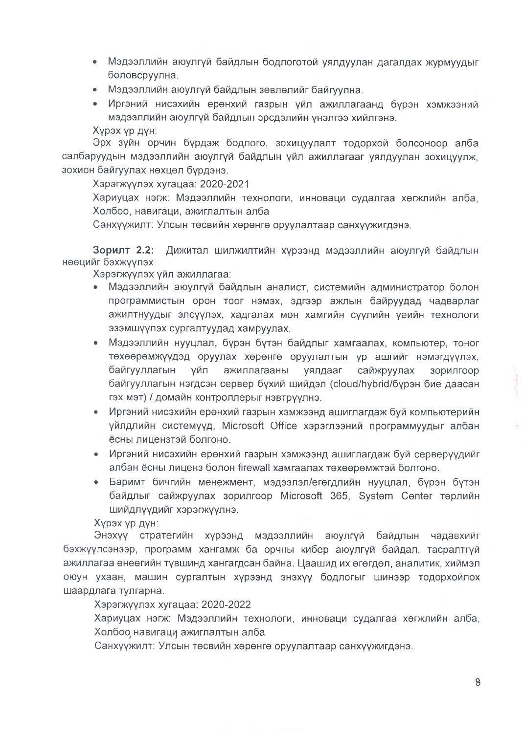- Мэдээллийн аюулгүй байдлын бодлоготой уялдуулан дагалдах журмуудыг боловсруулна.
- Мэдээллийн аюулгүй байдлын зөвлөлийг байгуулна.
- Иргэний нисэхийн ерөнхий газрын үйл ажиллагаанд бүрэн хэмжээний мэдээллийн аюулгүй байдлын эрсдэлийн үнэлгээ хийлгэнэ.

Хүрэх үр дүн:

Эрх зүйн орчин бүрдэж бодлого, зохицуулалт тодорхой болсоноор алба салбаруудын мэдээллийн аюулгүй байдлын үйл ажиллагааг уялдуулан зохицуулж, зохион байгуулах нөхцөл бүрдэнэ.

Хэрэгжүүлэх хугацаа: 2020-2021

Хариуцах нэгж: Мэдээллийн технологи, инноваци судалгаа хөгжлийн алба, Холбоо, навигаци, ажиглалтын алба

Санхүүжилт: Улсын төсвийн хөрөнгө оруулалтаар санхүүжигдэнэ.

**Зорилт 2.2:** Дижитал шилжилтийн хүрээнд мэдээллийн аюулгүй байдлын нөөцийг бэхжүүлэх

Хэрэгжүүлэх үйл ажиллагаа:

- Мэдээллийн аюулгүй байдлын аналист, системийн администратор болон программистын орон тоог нэмэх, эдгээр ажлын байруудад чадварлаг ажилтнуудыг элсүүлэх, хадгалах мөн хамгийн сүүлийн үеийн технологи эзэмшүүлэх сургалтуудад хамруулах.
- Мэдээллийн нууцлал, бүрэн бүтэн байдлыг хамгаалах, компьютер, тоног төхөөрөмжүүдэд оруулах хөрөнгө оруулалтын үр ашгийг нэмэгдүүлэх, байгууллагын үйл ажиллагааны уялдааг сайжруулах зорилгоор байгууллагын нэгдсэн сервер бүхий шийдэл (cloud/hybrid/бүрэн бие даасан гэх мэт) / домайн контроллерыг нэвтрүүлнэ.
- Иргэний нисэхийн ерөнхий газрын хэмжээнд ашиглагдаж буй компьютерийн үйлдлийн системүүд, Microsoft Office хэрэглээний программуудыг албан ёсны лицензтэй болгоно.
- Иргэний нисэхийн ерөнхий газрын хэмжээнд ашиглагдаж буй серверүүдийг албан ёсны лиценз болон firewall хамгаалах төхөөрөмжтэй болгоно.
- Баримт бичгийн менежмент, мэдээлэл/өгөгдлийн нууцлал, бүрэн бүтэн байдлыг сайжруулах зорилгоор Microsoft 365, System Center төрлийн шийдлүүдийг хэрэгжүүлнэ.

Хүрэх үр дүн:

Энэхүү стратегийн хүрээнд мэдээллийн аюулгүй байдлын чадавхийг бэхжүүлсэнээр, программ хангамж ба орчны кибер аюулгүй байдал, тасралтгүй ажиллагаа өнөөгийн түвшинд хангагдсан байна. Цаашид их өгөгдөл, аналитик, хиймэл оюун ухаан, машин сургалтын хүрээнд энэхүү бодлогыг шинээр тодорхойлох шаардлага тулгарна.

Хэрэгжүүлэх хугацаа: 2020-2022

Хариуцах нэгж: Мэдээллийн технологи, инноваци судалгаа хөгжлийн алба, Холбоо, навигаци, ажиглалтын алба

Санхүүжилт: Улсын төсвийн хөрөнгө оруулалтаар санхүүжигдэнэ.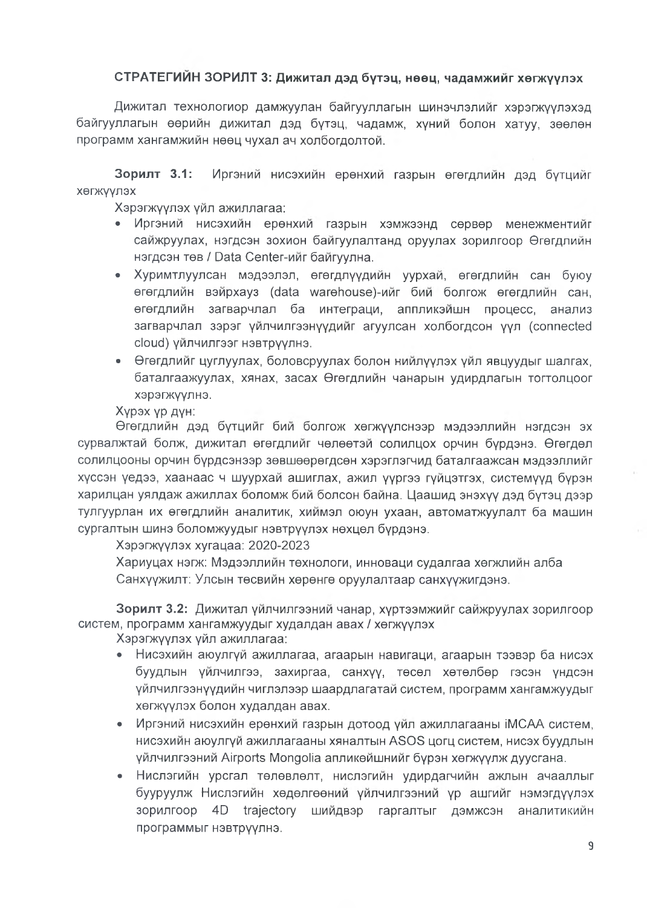### СТРАТЕГИЙН ЗОРИЛТ 3: Дижитал дэд бүтэц, нөөц, чадамжийг хөгжүүлэх

Дижитал технологиор дамжуулан байгууллагын шинэчлэлийг хэрэгжүүлэхэд байгууллагын өөрийн дижитал дэд бүтэц, чадамж, хүний болон хатуу, зөөлөн программ хангамжийн нөөц чухал ач холбогдолтой.

**Зорилт 3.1:** Иргэний нисэхийн ерөнхий газрын өгөгдлийн дэд бүтцийг хөгжүүлэх

Хэрэгжүүлэх үйл ажиллагаа:

- Иргэний нисэхийн ерөнхий газрын хэмжээнд сервер менежментийг сайжруулах, нэгдсэн зохион байгуулалтанд оруулах зорилгоор Өгөгдлийн нэгдсэн төв / Data Center-ийг байгуулна.
- Хуримтлуулсан мэдээлэл, өгөгдлүүдийн уурхай, өгөгдлийн сан буюу өгөгдлийн вэйрхауз (data warehouse)-ийг бий болгож өгөгдлийн сан, өгөгдлийн загварчлал ба интеграци, аппликэйшн процесс, анализ загварчлал зэрэг үйлчилгээнүүдийг агуулсан холбогдсон үүл (connected cloud) үйлчилгээг нэвтрүүлнэ.
- Өгөгдлийг цуглуулах, боловсруулах болон нийлүүлэх үйл явцуудыг шалгах, баталгаажуулах, хянах, засах Өгөгдлийн чанарын удирдлагын тогтолцоог хэрэгжүүлнэ.

Хүрэх үр дүн:

Өгөгдлийн дэд бүтцийг бий болгож хөгжүүлснээр мэдээллийн нэгдсэн эх сурвалжтай болж, дижитал өгөгдлийг чөлөөтэй солилцох орчин бүрдэнэ. Өгөгдөл солилцооны орчин бүрдсэнээр зөвшөөрөгдсөн хэрэглэгчид баталгаажсан мэдээллийг хүссэн үедээ, хаанаас ч шуурхай ашиглах, ажил үүргээ гүйцэтгэх, системүүд бүрэн харилцан уялдаж ажиллах боломж бий болсон байна. Цаашид энэхүү дэд бүтэц дээр тулгуурлан их өгөгдлийн аналитик, хиймэл оюун ухаан, автоматжуулалт ба машин сургалтын шинэ боломжуудыг нэвтрүүлэх нөхцөл бүрдэнэ.

Хэрэгжүүлэх хугацаа: 2020-2023

Хариуцах нэгж: Мэдээллийн технологи, инноваци судалгаа хөгжлийн алба

Санхүүжилт: Улсын төсвийн хөрөнгө оруулалтаар санхүүжигдэнэ.

**Зорилт 3.2:** Дижитал үйлчилгээний чанар, хүртээмжийг сайжруулах зорилгоор систем, программ хангамжуудыг худалдан авах / хөгжүүлэх

Хэрэгжүүлэх үйл ажиллагаа:

- Нисэхийн аюулгүй ажиллагаа, агаарын навигаци, агаарын тээвэр ба нисэх буудлын үйлчилгээ, захиргаа, санхүү, төсөл хөтөлбөр гэсэн үндсэн үйлчилгээнүүдийн чиглэлээр шаардлагатай систем, программ хангамжуудыг хөгжүүлэх болон худалдан авах.
- Иргэний нисэхийн ерөнхий газрын дотоод үйл ажиллагааны iMCAA систем, нисэхийн аюулгүй ажиллагааны хяналтын ASOS цогц систем, нисэх буудлын үйлчилгээний Airports Mongolia апликейшнийг бүрэн хөгжүүлж дуусгана.
- Нислэгийн урсгал төлөвлөлт, нислэгийн удирдагчийн ажлын ачааллыг бууруулж Нислэгийн хөдөлгөөний үйлчилгээний үр ашгийг нэмэгдүүлэх зорилгоор 4D trajectory шийдвэр гаргалтыг дэмжсэн аналитикийн программыг нэвтрүүлнэ.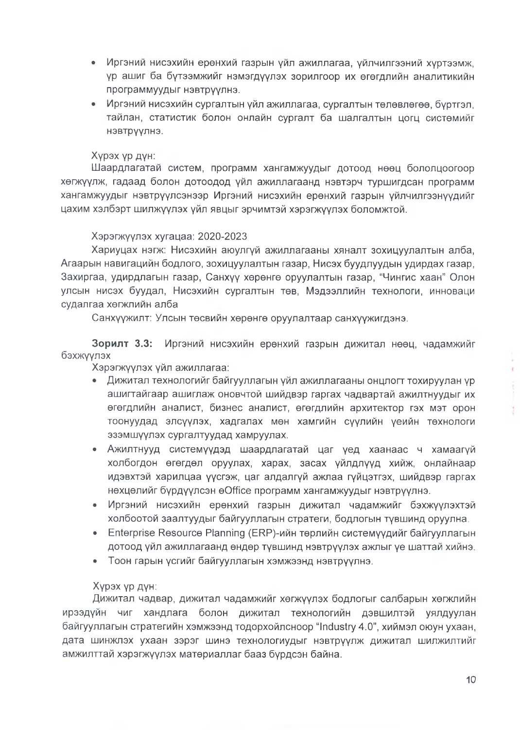- Иргэний нисэхийн ерөнхий газрын үйл ажиллагаа, үйлчилгээний хүртээмж, үр ашиг ба бүтээмжийг нэмэгдүүлэх зорилгоор их өгөгдлийн аналитикийн программуудыг нэвтрүүлнэ.
- Иргэний нисэхийн сургалтын үйл ажиллагаа, сургалтын төлөвлөгөө, бүртгэл, тайлан, статистик болон онлайн сургалт ба шалгалтын цогц системийг нэвтрүүлнэ.

Хүрэх үр дүн:

Шаардлагатай систем, программ хангамжуудыг дотоод нөөц бололцоогоор хөгжүүлж, гадаад болон дотоодод үйл ажиллагаанд нэвтэрч туршигдсан программ хангамжуудыг нэвтрүүлсэнээр Иргэний нисэхийн ерөнхий газрын үйлчилгээнүүдийг цахим хэлбэрт шилжүүлэх үйл явцыг эрчимтэй хэрэгжүүлэх боломжтой.

Хэрэгжүүлэх хугацаа: 2020-2023

Хариуцах нэгж: Нисэхийн аюулгүй ажиллагааны хяналт зохицуулалтын алба, Агаарын навигацийн бодлого, зохицуулалтын газар, Нисэх буудлуудын удирдах газар, Захиргаа, удирдлагын газар, Санхүү хөрөнгө оруулалтын газар, “Чингис хаан” Олон улсын нисэх буудал, Нисэхийн сургалтын төв, Мэдээллийн технологи, инноваци судалгаа хөгжлийн алба

Санхүүжилт: Улсын төсвийн хөрөнгө оруулалтаар санхүүжигдэнэ.

**Зорилт 3.3:** Иргэний нисэхийн ерөнхий газрын дижитал нөөц, чадамжийг бэхжүүлэх

Хэрэгжүүлэх үйл ажиллагаа:

- Дижитал технологийг байгууллагын үйл ажиллагааны онцлогт тохируулан үр ашигтайгаар ашиглаж оновчтой шийдвэр гаргах чадвартай ажилтнуудыг их өгөгдлийн аналист, бизнес аналист, өгөгдлийн архитектор гэх мэт орон тоонуудад элсүүлэх, хадгалах мөн хамгийн сүүлийн үеийн технологи эзэмшүүлэх сургалтуудад хамруулах.
- Ажилтнууд системүүдэд шаардлагатай цаг үед хаанаас ч хамаагүй холбогдон өгөгдөл оруулах, харах, засах үйлдлүүд хийж, онлайнаар идэвхтэй харилцаа үүсгэж, цаг алдалгүй ажлаа гүйцэтгэх, шийдвэр гаргах нөхцөлийг бүрдүүлсэн eOffice программ хангамжуудыг нэвтрүүлнэ.
- Иргэний нисэхийн ерөнхий газрын дижитал чадамжийг бэхжүүлэхтэй холбоотой заалтуудыг байгууллагын стратеги, бодлогын түвшинд оруулна.
- Enterprise Resource Planning (ERP)-ийн төрлийн системүүдийг байгууллагын дотоод үйл ажиллагаанд өндөр түвшинд нэвтрүүлэх ажлыг үе шаттай хийнэ.
- Тоон гарын үсгийг байгууллагын хэмжээнд нэвтрүүлнэ.

Хүрэх үр дүн:

Дижитал чадвар, дижитал чадамжийг хөгжүүлэх бодлогыг салбарын хөгжлийн ирээдүйн чиг хандлага болон дижитал технологийн дэвшилтэй уялдуулан байгууллагын стратегийн хэмжээнд тодорхойлсноор “Industry 4.0”, хиймэл оюун ухаан, дата шинжлэх ухаан зэрэг шинэ технологиудыг нэвтрүүлж дижитал шилжилтийг амжилттай хэрэгжүүлэх материаллаг бааз бүрдсэн байна.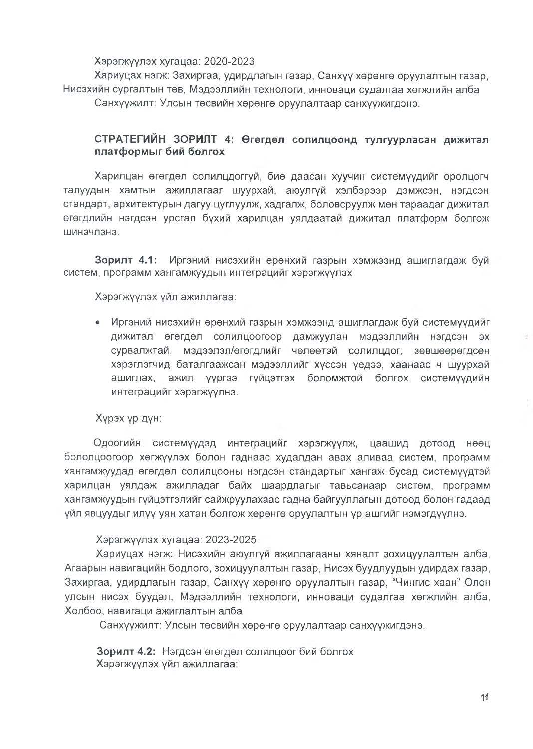Хэрэгжүүлэх хугацаа: 2020-2023

Хариуцах нэгж: Захиргаа, удирдлагын газар, Санхүү хөрөнгө оруулалтын газар, Нисэхийн сургалтын төв, Мэдээллийн технологи, инноваци судалгаа хөгжлийн алба

Санхүүжилт: Улсын төсвийн хөрөнгө оруулалтаар санхүүжигдэнэ.

## СТРАТЕГИЙН ЗОРИЛТ 4: Өгөгдөл солилцоонд тулгуурласан дижитал платформыг бий болгох

Харилцан өгөгдөл солилцдоггүй, бие даасан хуучин системүүдийг оролцогч талуудын хамтын ажиллагааг шуурхай, аюулгүй хэлбэрээр дэмжсэн, нэгдсэн стандарт, архитектурын дагуу цуглуулж, хадгалж, боловсруулж мөн тараадаг дижитал өгөгдлийн нэгдсэн урсгал бүхий харилцан уялдаатай дижитал платформ болгож шинэчлэнэ.

**Зорилт 4.1:** Иргэний нисэхийн ерөнхий газрын хэмжээнд ашиглагдаж буй систем, программ хангамжуудын интеграцийг хэрэгжүүлэх

Хэрэгжүүлэх үйл ажиллагаа:

- Иргэний нисэхийн ерөнхий газрын хэмжээнд ашиглагдаж буй системүүдийг дижитал өгөгдөл солилцоогоор дамжуулан мэдээллийн нэгдсэн эх сурвалжтай, мэдээлэл/өгөгдлийг чөлөөтэй солилцдог, зөвшөөрөгдсөн хэрэглэгчид баталгаажсан мэдээллийг хүссэн үедээ, хаанаас ч шуурхай ашиглах, ажил үүргээ гүйцэтгэх боломжтой болгох системүүдийн интеграцийг хэрэгжүүлнэ.

Хүрэх үр дүн:

Одоогийн системүүдэд интеграцийг хэрэгжүүлж, цаашид дотоод нөөц бололцоогоор хөгжүүлэх болон гаднаас худалдан авах аливаа систем, программ хангамжуудад өгөгдөл солилцооны нэгдсэн стандартыг хангаж бусад системүүдтэй харилцан уялдаж ажилладаг байх шаардлагыг тавьсанаар систем, программ хангамжуудын гүйцэтгэлийг сайжруулахаас гадна байгууллагын дотоод болон гадаад үйл явцуудыг илүү уян хатан болгож хөрөнгө оруулалтын үр ашгийг нэмэгдүүлнэ.

Хэрэгжүүлэх хугацаа: 2023-2025

Хариуцах нэгж: Нисэхийн аюулгүй ажиллагааны хяналт зохицуулалтын алба, Агаарын навигацийн бодлого, зохицуулалтын газар, Нисэх буудлуудын удирдах газар, Захиргаа, удирдлагын газар, Санхүү хөрөнгө оруулалтын газар, “Чингис хаан” Олон улсын нисэх буудал, Мэдээллийн технологи, инноваци судалгаа хөгжлийн алба, Холбоо, навигаци ажиглалтын алба

Санхүүжилт: Улсын төсвийн хөрөнгө оруулалтаар санхүүжигдэнэ.

**Зорилт 4.2:** Нэгдсэн өгөгдөл солилцоог бий болгох

Хэрэгжүүлэх үйл ажиллагаа: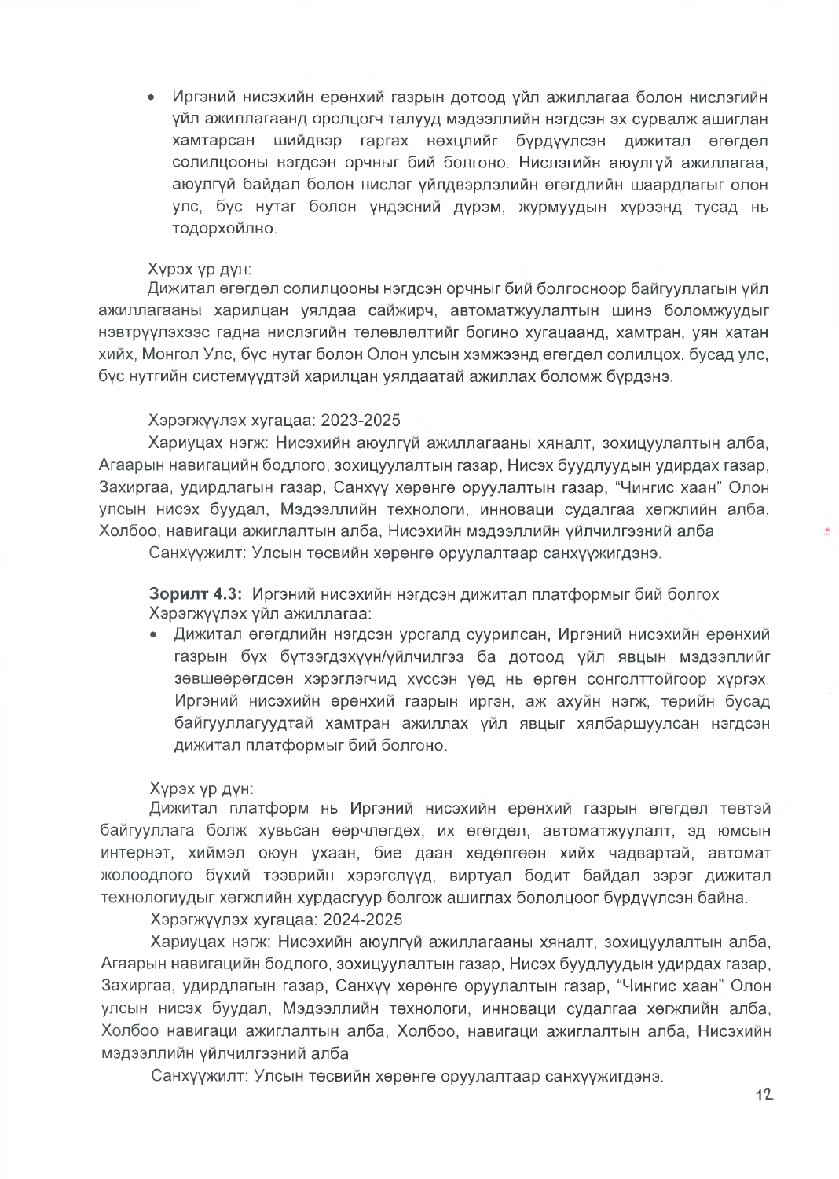- Иргэний нисэхийн ерөнхий газрын дотоод үйл ажиллагаа болон нислэгийн үйл ажиллагаанд оролцогч талууд мэдээллийн нэгдсэн эх сурвалж ашиглан хамтарсан шийдвэр гаргах нөхцлийг бүрдүүлсэн дижитал өгөгдөл солилцооны нэгдсэн орчныг бий болгоно. Нислэгийн аюулгүй ажиллагаа, аюулгүй байдал болон нислэг үйлдвэрлэлийн өгөгдлийн шаардлагыг олон улс, бүс нутаг болон үндэсний дүрэм, журмуудын хүрээнд тусад нь тодорхойлно.

Хүрэх үр дүн:
Дижитал өгөгдөл солилцооны нэгдсэн орчныг бий болгосноор байгууллагын үйл ажиллагааны харилцан уялдаа сайжирч, автоматжуулалтын шинэ боломжуудыг нэвтрүүлэхээс гадна нислэгийн төлөвлөлтийг богино хугацаанд, хамтран, уян хатан хийх, Монгол Улс, бүс нутаг болон Олон улсын хэмжээнд өгөгдөл солилцох, бусад улс, бүс нутгийн системүүдтэй харилцан уялдаатай ажиллах боломж бүрдэнэ.

Хэрэгжүүлэх хугацаа: 2023-2025
Хариуцах нэгж: Нисэхийн аюулгүй ажиллагааны хяналт, зохицуулалтын алба, Агаарын навигацийн бодлого, зохицуулалтын газар, Нисэх буудлуудын удирдах газар, Захиргаа, удирдлагын газар, Санхүү хөрөнгө оруулалтын газар, "Чингис хаан" Олон улсын нисэх буудал, Мэдээллийн технологи, инноваци судалгаа хөгжлийн алба, Холбоо, навигаци ажиглалтын алба, Нисэхийн мэдээллийн үйлчилгээний алба
Санхүүжилт: Улсын төсвийн хөрөнгө оруулалтаар санхүүжигдэнэ.

**Зорилт 4.3:** Иргэний нисэхийн нэгдсэн дижитал платформыг бий болгох
Хэрэгжүүлэх үйл ажиллагаа:

- Дижитал өгөгдлийн нэгдсэн урсгалд суурилсан, Иргэний нисэхийн ерөнхий газрын бүх бүтээгдэхүүн/үйлчилгээ ба дотоод үйл явцын мэдээллийг зөвшөөрөгдсөн хэрэглэгчид хүссэн үед нь өргөн сонголттойгоор хүргэх, Иргэний нисэхийн ерөнхий газрын иргэн, аж ахуйн нэгж, төрийн бусад байгууллагуудтай хамтран ажиллах үйл явцыг хялбаршуулсан нэгдсэн дижитал платформыг бий болгоно.

Хүрэх үр дүн:
Дижитал платформ нь Иргэний нисэхийн ерөнхий газрын өгөгдөл төвтэй байгууллага болж хувьсан өөрчлөгдөх, их өгөгдөл, автоматжуулалт, эд юмсын интернэт, хиймэл оюун ухаан, бие даан хөдөлгөөн хийх чадвартай, автомат жолоодлого бүхий тээврийн хэрэгслүүд, виртуал бодит байдал зэрэг дижитал технологиудыг хөгжлийн хурдасгуур болгож ашиглах боломжоог бүрдүүлсэн байна.
Хэрэгжүүлэх хугацаа: 2024-2025
Хариуцах нэгж: Нисэхийн аюулгүй ажиллагааны хяналт, зохицуулалтын алба, Агаарын навигацийн бодлого, зохицуулалтын газар, Нисэх буудлуудын удирдах газар, Захиргаа, удирдлагын газар, Санхүү хөрөнгө оруулалтын газар, "Чингис хаан" Олон улсын нисэх буудал, Мэдээллийн технологи, инноваци судалгаа хөгжлийн алба, Холбоо навигаци ажиглалтын алба, Холбоо, навигаци ажиглалтын алба, Нисэхийн мэдээллийн үйлчилгээний алба
Санхүүжилт: Улсын төсвийн хөрөнгө оруулалтаар санхүүжигдэнэ.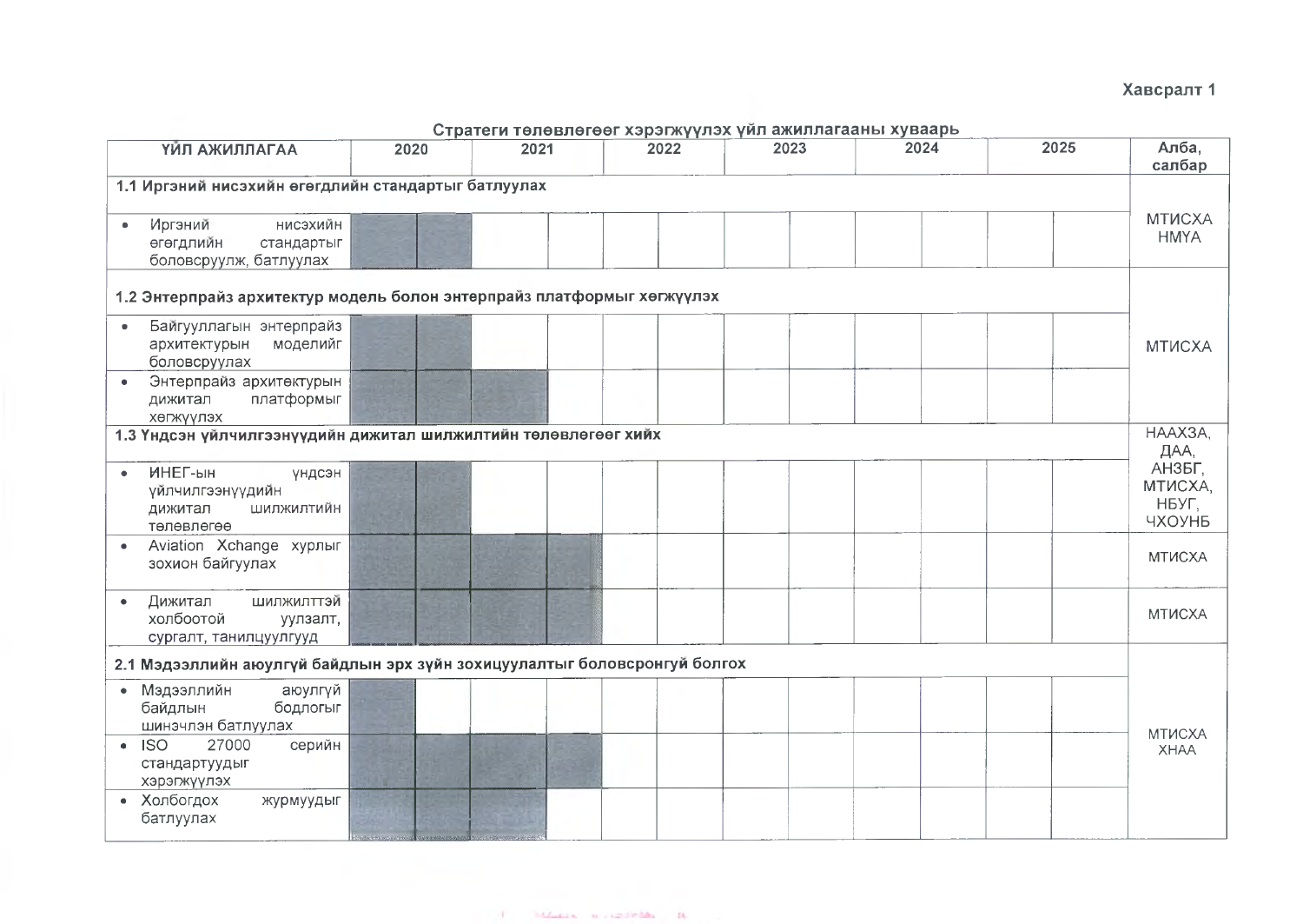**Хавсралт 1**

**Стратеги төлөвлөгөөг хэрэгжүүлэх үйл ажиллагааны хуваарь**

| ҮЙЛ АЖИЛЛАГАА | 2020 | | 2021 | | 2022 | | 2023 | | 2024 | | 2025 | | Алба, салбар |
|---|---|---|---|---|---|---|---|---|---|---|---|---|---|
| **1.1 Иргэний нисэхийн өгөгдлийн стандартыг батлуулах** | | | | | | | | | | | | | МТИСХА НМҮА |
| • Иргэний нисэхийн өгөгдлийн стандартыг боловсруулж, батлуулах | ■ | ■ | | | | | | | | | | | |
| **1.2 Энтерпрайз архитектур модель болон энтерпрайз платформыг хөгжүүлэх** | | | | | | | | | | | | | МТИСХА |
| • Байгууллагын энтерпрайз архитектурын моделийг боловсруулах | ■ | ■ | | | | | | | | | | | |
| • Энтерпрайз архитектурын дижитал платформыг хөгжүүлэх | ■ | ■ | ■ | | | | | | | | | | |
| **1.3 Үндсэн үйлчилгээнүүдийн дижитал шилжилтийн төлөвлөгөөг хийх** | | | | | | | | | | | | | НААХЗА, ДАА, АНЗБГ, МТИСХА, НБУГ, ЧХОУНБ |
| • ИНЕГ-ын үндсэн үйлчилгээнүүдийн дижитал шилжилтийн төлөвлөгөө | ■ | ■ | | | | | | | | | | | |
| • Aviation Xchange хурлыг зохион байгуулах | ■ | ■ | ■ | ■ | | | | | | | | | МТИСХА |
| • Дижитал шилжилттэй холбоотой уулзалт, сургалт, танилцуулгууд | ■ | ■ | ■ | ■ | | | | | | | | | МТИСХА |
| **2.1 Мэдээллийн аюулгүй байдлын эрх зүйн зохицуулалтыг боловсронгуй болгох** | | | | | | | | | | | | | МТИСХА ХНАА |
| • Мэдээллийн аюулгүй байдлын бодлогыг шинэчлэн батлуулах | ■ | | | | | | | | | | | | |
| • ISO 27000 серийн стандартуудыг хэрэгжүүлэх | ■ | ■ | ■ | ■ | | | | | | | | | |
| • Холбогдох журмуудыг батлуулах | ■ | ■ | ■ | | | | | | | | | | |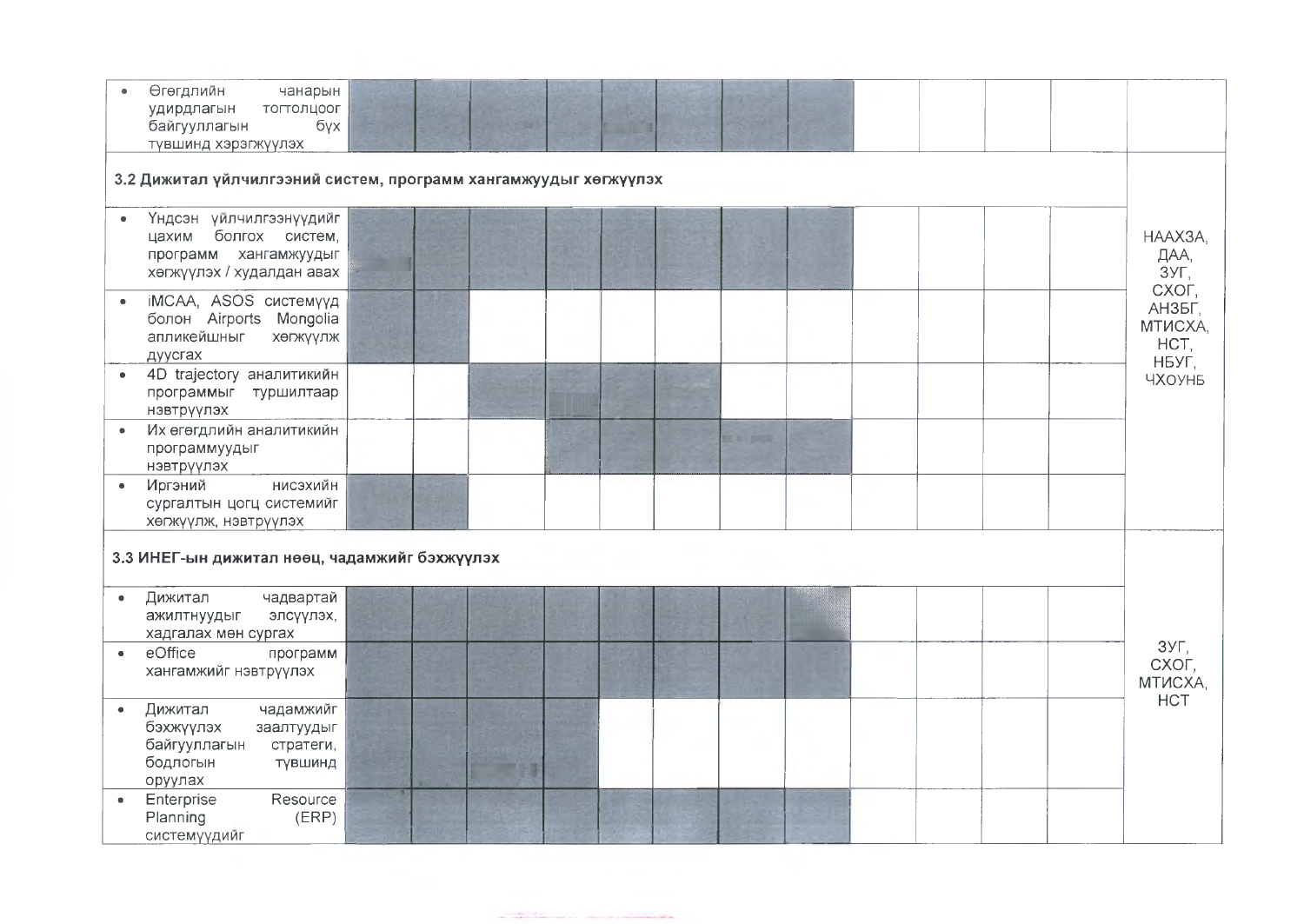| | | | | | | | | | | | | | |
|---|---|---|---|---|---|---|---|---|---|---|---|---|---|
| • Өгөгдлийн чанарын удирдлагын тогтолцоог байгууллагын бүх түвшинд хэрэгжүүлэх | | | | | | | | | | | | | |
| **3.2 Дижитал үйлчилгээний систем, программ хангамжуудыг хөгжүүлэх** | | | | | | | | | | | | | НААХЗА, ДАА, ЗУГ, СХОГ, АНЗБГ, МТИСХА, НСТ, НБУГ, ЧХОУНБ |
| • Үндсэн үйлчилгээнүүдийг цахим болгох систем, программ хангамжуудыг хөгжүүлэх / худалдан авах | | | | | | | | | | | | | |
| • iMCAA, ASOS системүүд болон Airports Mongolia апликейшныг хөгжүүлж дуусгах | | | | | | | | | | | | | |
| • 4D trajectory аналитикийн программыг туршилтаар нэвтрүүлэх | | | | | | | | | | | | | |
| • Их өгөгдлийн аналитикийн программуудыг нэвтрүүлэх | | | | | | | | | | | | | |
| • Иргэний нисэхийн сургалтын цогц системийг хөгжүүлж, нэвтрүүлэх | | | | | | | | | | | | | |
| **3.3 ИНЕГ-ын дижитал нөөц, чадамжийг бэхжүүлэх** | | | | | | | | | | | | | ЗУГ, СХОГ, МТИСХА, НСТ |
| • Дижитал чадвартай ажилтнуудыг элсүүлэх, хадгалах мөн сургах | | | | | | | | | | | | | |
| • eOffice программ хангамжийг нэвтрүүлэх | | | | | | | | | | | | | |
| • Дижитал чадамжийг бэхжүүлэх заалтуудыг байгууллагын стратеги, бодлогын түвшинд оруулах | | | | | | | | | | | | | |
| • Enterprise Resource Planning (ERP) системүүдийг | | | | | | | | | | | | | |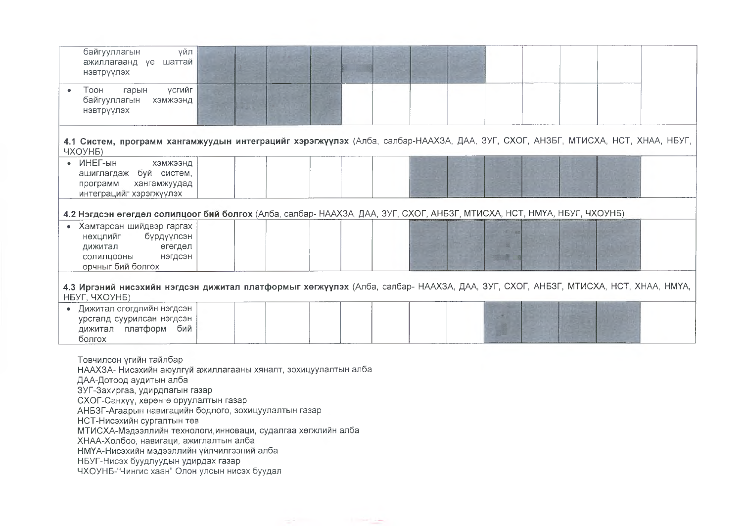| | | | | | | | | | | | | | |
|---|---|---|---|---|---|---|---|---|---|---|---|---|---|
| байгууллагын үйл ажиллагаанд үе шаттай нэвтрүүлэх | | | | | | | | | | | | | |
| • Тоон гарын үсгийг байгууллагын хэмжээнд нэвтрүүлэх | | | | | | | | | | | | | |
| **4.1 Систем, программ хангамжуудын интеграцийг хэрэгжүүлэх** (Алба, салбар-НААХЗА, ДАА, ЗУГ, СХОГ, АНЗБГ, МТИСХА, НСТ, ХНАА, НБУГ, ЧХОУНБ) | | | | | | | | | | | | | |
| • ИНЕГ-ын хэмжээнд ашиглагдаж буй систем, программ хангамжуудад интеграцийг хэрэгжүүлэх | | | | | | | | | | | | | |
| **4.2 Нэгдсэн өгөгдөл солилцоог бий болгох** (Алба, салбар- НААХЗА, ДАА, ЗУГ, СХОГ, АНБЗГ, МТИСХА, НСТ, НМҮА, НБУГ, ЧХОУНБ) | | | | | | | | | | | | | |
| • Хамтарсан шийдвэр гаргах нөхцлийг бүрдүүлсэн дижитал өгөгдөл солилцооны нэгдсэн орчныг бий болгох | | | | | | | | | | | | | |
| **4.3 Иргэний нисэхийн нэгдсэн дижитал платформыг хөгжүүлэх** (Алба, салбар- НААХЗА, ДАА, ЗУГ, СХОГ, АНБЗГ, МТИСХА, НСТ, ХНАА, НМҮА, НБУГ, ЧХОУНБ) | | | | | | | | | | | | | |
| • Дижитал өгөгдлийн нэгдсэн урсгалд суурилсан нэгдсэн дижитал платформ бий болгох | | | | | | | | | | | | | |

Товчилсон үгийн тайлбар
НААХЗА- Нисэхийн аюулгүй ажиллагааны хяналт, зохицуулалтын алба
ДАА-Дотоод аудитын алба
ЗУГ-Захиргаа, удирдлагын газар
СХОГ-Санхүү, хөрөнгө оруулалтын газар
АНБЗГ-Агаарын навигацийн бодлого, зохицуулалтын газар
НСТ-Нисэхийн сургалтын төв
МТИСХА-Мэдээллийн технологи,инноваци, судалгаа хөгжлийн алба
ХНАА-Холбоо, навигаци, ажиглалтын алба
НМҮА-Нисэхийн мэдээллийн үйлчилгээний алба
НБУГ-Нисэх буудлуудын удирдах газар
ЧХОУНБ-"Чингис хаан" Олон улсын нисэх буудал